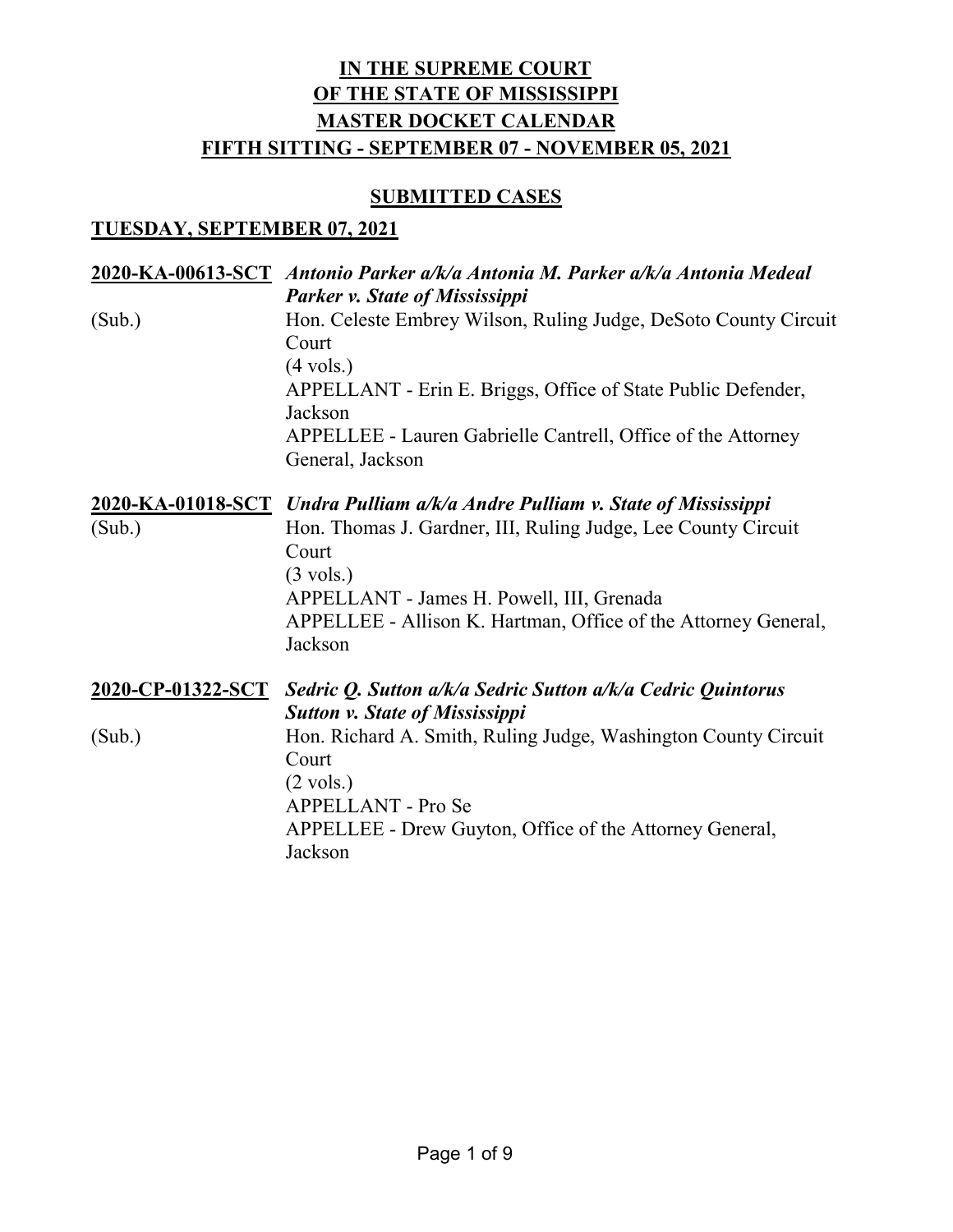# IN THE SUPREME COURT OF THE STATE OF MISSISSIPPI MASTER DOCKET CALENDAR

## FIFTH SITTING - SEPTEMBER 07 - NOVEMBER 05, 2021

## SUBMITTED CASES

### TUESDAY, SEPTEMBER 07, 2021

**2020-KA-00613-SCT** ***Antonio Parker a/k/a Antonia M. Parker a/k/a Antonia Medeal Parker v. State of Mississippi***

(Sub.)

Hon. Celeste Embrey Wilson, Ruling Judge, DeSoto County Circuit Court
(4 vols.)
APPELLANT - Erin E. Briggs, Office of State Public Defender, Jackson
APPELLEE - Lauren Gabrielle Cantrell, Office of the Attorney General, Jackson

**2020-KA-01018-SCT** ***Undra Pulliam a/k/a Andre Pulliam v. State of Mississippi***

(Sub.)

Hon. Thomas J. Gardner, III, Ruling Judge, Lee County Circuit Court
(3 vols.)
APPELLANT - James H. Powell, III, Grenada
APPELLEE - Allison K. Hartman, Office of the Attorney General, Jackson

**2020-CP-01322-SCT** ***Sedric Q. Sutton a/k/a Sedric Sutton a/k/a Cedric Quintorus Sutton v. State of Mississippi***

(Sub.)

Hon. Richard A. Smith, Ruling Judge, Washington County Circuit Court
(2 vols.)
APPELLANT - Pro Se
APPELLEE - Drew Guyton, Office of the Attorney General, Jackson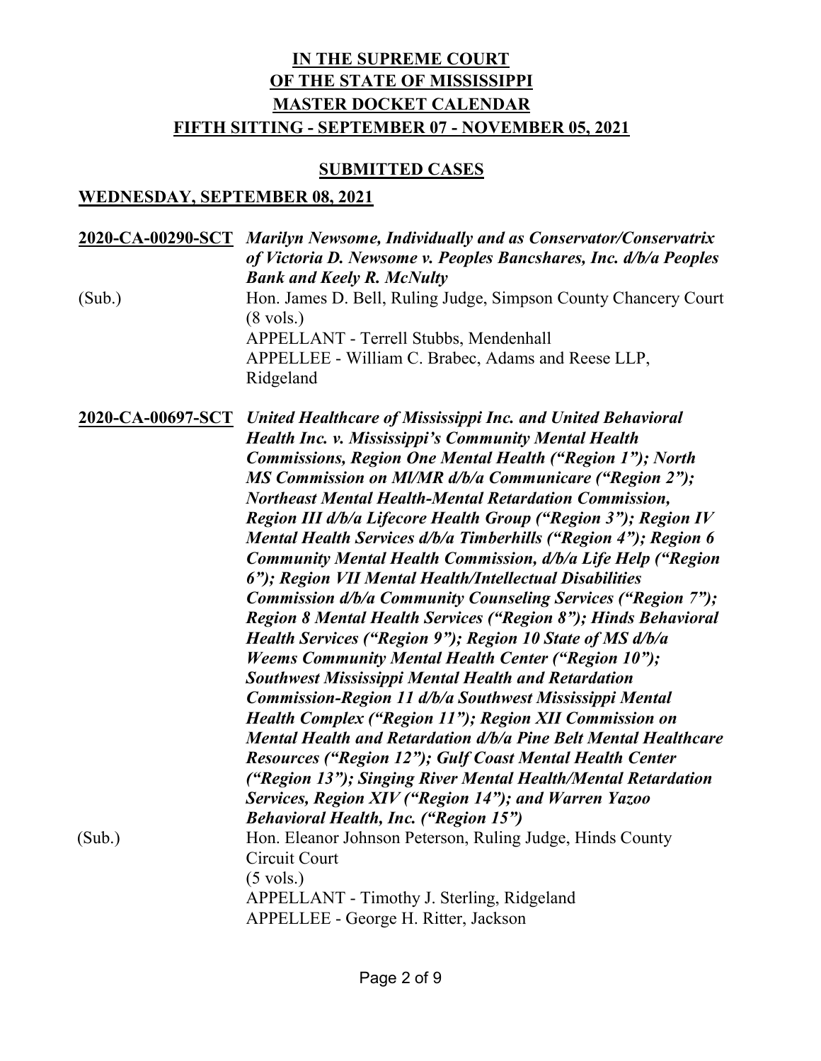# IN THE SUPREME COURT OF THE STATE OF MISSISSIPPI MASTER DOCKET CALENDAR FIFTH SITTING - SEPTEMBER 07 - NOVEMBER 05, 2021

## SUBMITTED CASES

### WEDNESDAY, SEPTEMBER 08, 2021

**2020-CA-00290-SCT** ***Marilyn Newsome, Individually and as Conservator/Conservatrix of Victoria D. Newsome v. Peoples Bancshares, Inc. d/b/a Peoples Bank and Keely R. McNulty***

(Sub.) Hon. James D. Bell, Ruling Judge, Simpson County Chancery Court
(8 vols.)
APPELLANT - Terrell Stubbs, Mendenhall
APPELLEE - William C. Brabec, Adams and Reese LLP, Ridgeland

**2020-CA-00697-SCT** ***United Healthcare of Mississippi Inc. and United Behavioral Health Inc. v. Mississippi's Community Mental Health Commissions, Region One Mental Health ("Region 1"); North MS Commission on Ml/MR d/b/a Communicare ("Region 2"); Northeast Mental Health-Mental Retardation Commission, Region III d/b/a Lifecore Health Group ("Region 3"); Region IV Mental Health Services d/b/a Timberhills ("Region 4"); Region 6 Community Mental Health Commission, d/b/a Life Help ("Region 6"); Region VII Mental Health/Intellectual Disabilities Commission d/b/a Community Counseling Services ("Region 7"); Region 8 Mental Health Services ("Region 8"); Hinds Behavioral Health Services ("Region 9"); Region 10 State of MS d/b/a Weems Community Mental Health Center ("Region 10"); Southwest Mississippi Mental Health and Retardation Commission-Region 11 d/b/a Southwest Mississippi Mental Health Complex ("Region 11"); Region XII Commission on Mental Health and Retardation d/b/a Pine Belt Mental Healthcare Resources ("Region 12"); Gulf Coast Mental Health Center ("Region 13"); Singing River Mental Health/Mental Retardation Services, Region XIV ("Region 14"); and Warren Yazoo Behavioral Health, Inc. ("Region 15")***

(Sub.) Hon. Eleanor Johnson Peterson, Ruling Judge, Hinds County Circuit Court
(5 vols.)
APPELLANT - Timothy J. Sterling, Ridgeland
APPELLEE - George H. Ritter, Jackson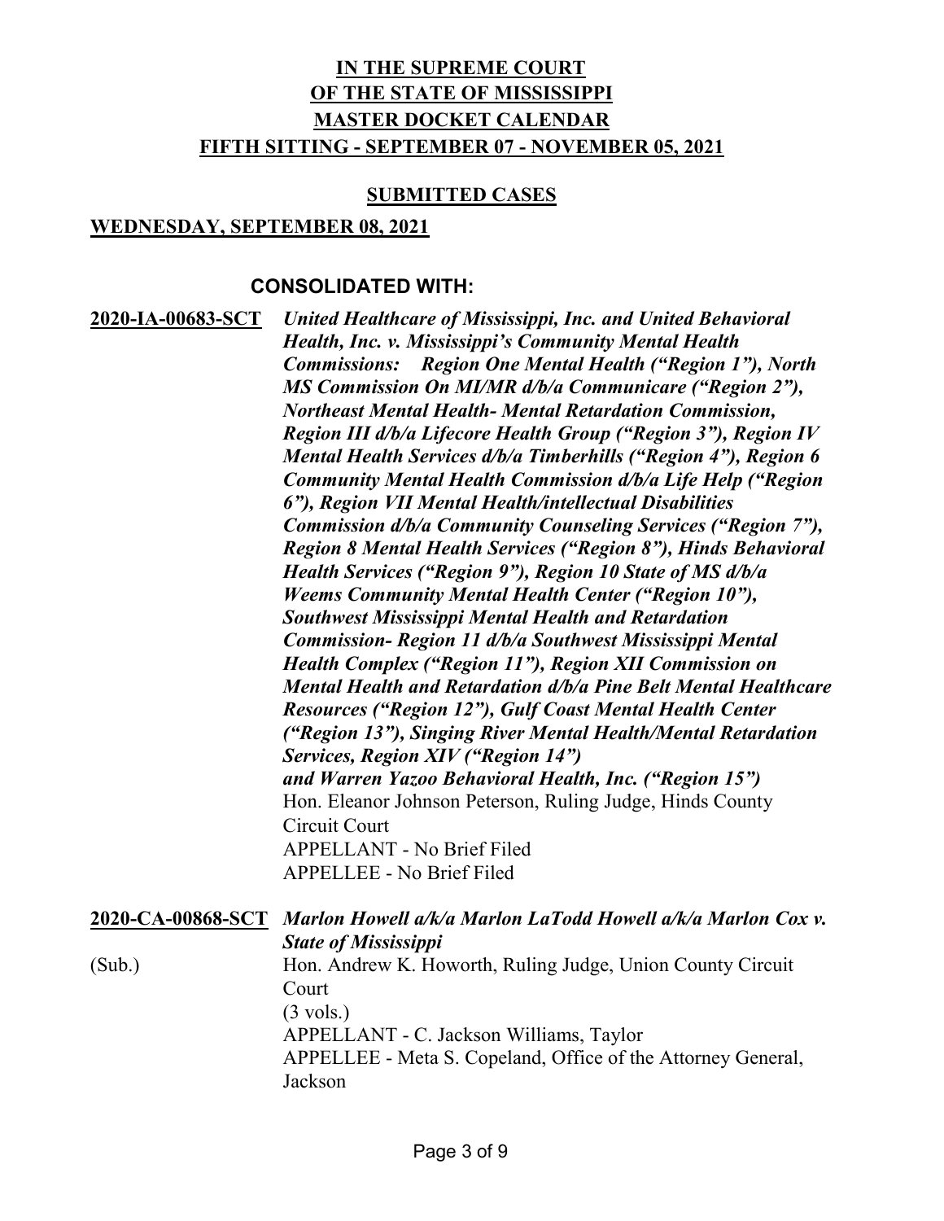# IN THE SUPREME COURT
# OF THE STATE OF MISSISSIPPI
# MASTER DOCKET CALENDAR
# FIFTH SITTING - SEPTEMBER 07 - NOVEMBER 05, 2021

## SUBMITTED CASES

## WEDNESDAY, SEPTEMBER 08, 2021

### CONSOLIDATED WITH:

**2020-IA-00683-SCT** ***United Healthcare of Mississippi, Inc. and United Behavioral Health, Inc. v. Mississippi's Community Mental Health Commissions: Region One Mental Health ("Region 1"), North MS Commission On MI/MR d/b/a Communicare ("Region 2"), Northeast Mental Health- Mental Retardation Commission, Region III d/b/a Lifecore Health Group ("Region 3"), Region IV Mental Health Services d/b/a Timberhills ("Region 4"), Region 6 Community Mental Health Commission d/b/a Life Help ("Region 6"), Region VII Mental Health/intellectual Disabilities Commission d/b/a Community Counseling Services ("Region 7"), Region 8 Mental Health Services ("Region 8"), Hinds Behavioral Health Services ("Region 9"), Region 10 State of MS d/b/a Weems Community Mental Health Center ("Region 10"), Southwest Mississippi Mental Health and Retardation Commission- Region 11 d/b/a Southwest Mississippi Mental Health Complex ("Region 11"), Region XII Commission on Mental Health and Retardation d/b/a Pine Belt Mental Healthcare Resources ("Region 12"), Gulf Coast Mental Health Center ("Region 13"), Singing River Mental Health/Mental Retardation Services, Region XIV ("Region 14") and Warren Yazoo Behavioral Health, Inc. ("Region 15")***
Hon. Eleanor Johnson Peterson, Ruling Judge, Hinds County Circuit Court
APPELLANT - No Brief Filed
APPELLEE - No Brief Filed

**2020-CA-00868-SCT** ***Marlon Howell a/k/a Marlon LaTodd Howell a/k/a Marlon Cox v. State of Mississippi***
(Sub.)
Hon. Andrew K. Howorth, Ruling Judge, Union County Circuit Court
(3 vols.)
APPELLANT - C. Jackson Williams, Taylor
APPELLEE - Meta S. Copeland, Office of the Attorney General, Jackson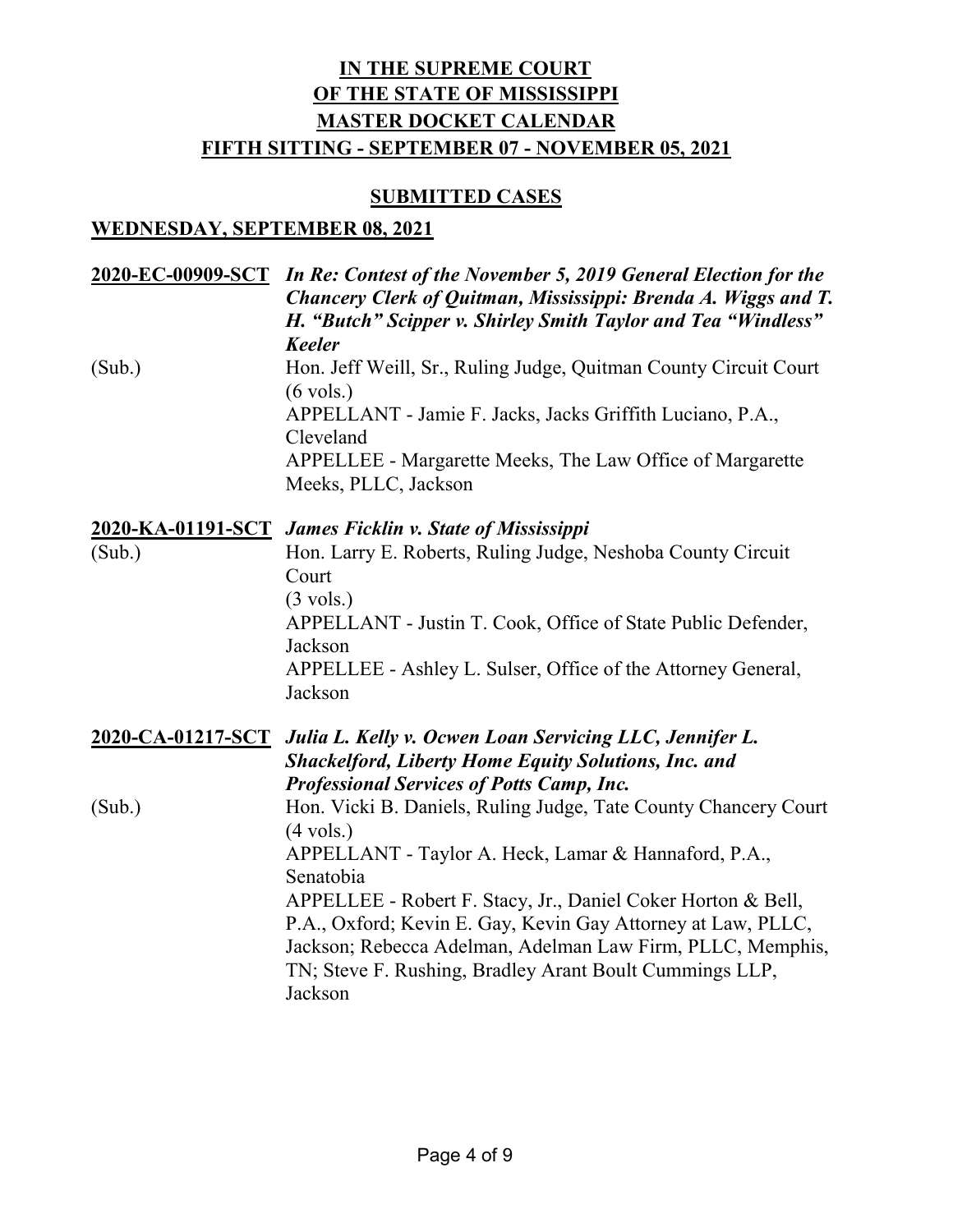# IN THE SUPREME COURT OF THE STATE OF MISSISSIPPI MASTER DOCKET CALENDAR FIFTH SITTING - SEPTEMBER 07 - NOVEMBER 05, 2021

## SUBMITTED CASES

### WEDNESDAY, SEPTEMBER 08, 2021

**2020-EC-00909-SCT** *In Re: Contest of the November 5, 2019 General Election for the Chancery Clerk of Quitman, Mississippi: Brenda A. Wiggs and T. H. "Butch" Scipper v. Shirley Smith Taylor and Tea "Windless" Keeler*

(Sub.)
Hon. Jeff Weill, Sr., Ruling Judge, Quitman County Circuit Court
(6 vols.)
APPELLANT - Jamie F. Jacks, Jacks Griffith Luciano, P.A., Cleveland
APPELLEE - Margarette Meeks, The Law Office of Margarette Meeks, PLLC, Jackson

**2020-KA-01191-SCT** *James Ficklin v. State of Mississippi*

(Sub.)
Hon. Larry E. Roberts, Ruling Judge, Neshoba County Circuit Court
(3 vols.)
APPELLANT - Justin T. Cook, Office of State Public Defender, Jackson
APPELLEE - Ashley L. Sulser, Office of the Attorney General, Jackson

**2020-CA-01217-SCT** *Julia L. Kelly v. Ocwen Loan Servicing LLC, Jennifer L. Shackelford, Liberty Home Equity Solutions, Inc. and Professional Services of Potts Camp, Inc.*

(Sub.)
Hon. Vicki B. Daniels, Ruling Judge, Tate County Chancery Court
(4 vols.)
APPELLANT - Taylor A. Heck, Lamar & Hannaford, P.A., Senatobia
APPELLEE - Robert F. Stacy, Jr., Daniel Coker Horton & Bell, P.A., Oxford; Kevin E. Gay, Kevin Gay Attorney at Law, PLLC, Jackson; Rebecca Adelman, Adelman Law Firm, PLLC, Memphis, TN; Steve F. Rushing, Bradley Arant Boult Cummings LLP, Jackson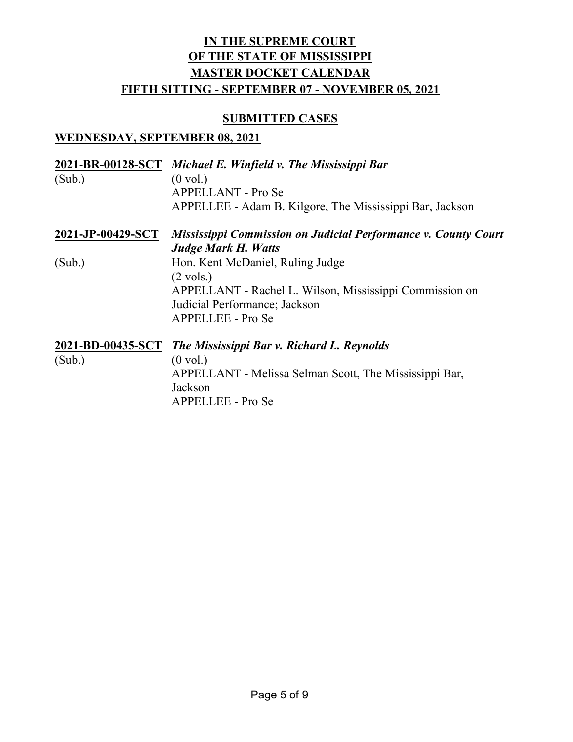# IN THE SUPREME COURT OF THE STATE OF MISSISSIPPI MASTER DOCKET CALENDAR FIFTH SITTING - SEPTEMBER 07 - NOVEMBER 05, 2021

## SUBMITTED CASES

### WEDNESDAY, SEPTEMBER 08, 2021

**2021-BR-00128-SCT** *Michael E. Winfield v. The Mississippi Bar*
(Sub.)
(0 vol.)
APPELLANT - Pro Se
APPELLEE - Adam B. Kilgore, The Mississippi Bar, Jackson

**2021-JP-00429-SCT** ***Mississippi Commission on Judicial Performance v. County Court Judge Mark H. Watts***
(Sub.)
Hon. Kent McDaniel, Ruling Judge
(2 vols.)
APPELLANT - Rachel L. Wilson, Mississippi Commission on Judicial Performance; Jackson
APPELLEE - Pro Se

**2021-BD-00435-SCT** *The Mississippi Bar v. Richard L. Reynolds*
(Sub.)
(0 vol.)
APPELLANT - Melissa Selman Scott, The Mississippi Bar, Jackson
APPELLEE - Pro Se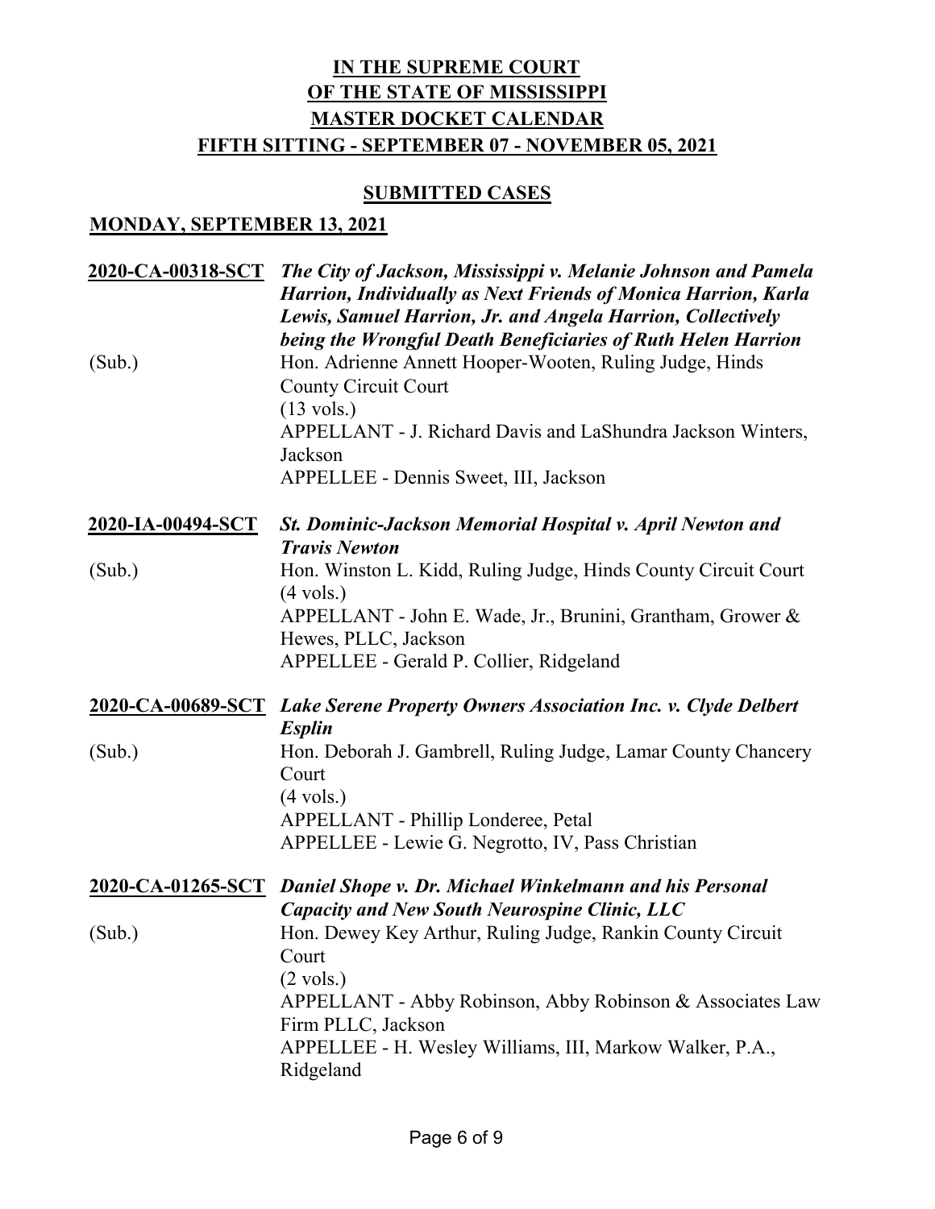# IN THE SUPREME COURT
# OF THE STATE OF MISSISSIPPI
# MASTER DOCKET CALENDAR
# FIFTH SITTING - SEPTEMBER 07 - NOVEMBER 05, 2021

## SUBMITTED CASES

### MONDAY, SEPTEMBER 13, 2021

**2020-CA-00318-SCT** ***The City of Jackson, Mississippi v. Melanie Johnson and Pamela Harrion, Individually as Next Friends of Monica Harrion, Karla Lewis, Samuel Harrion, Jr. and Angela Harrion, Collectively being the Wrongful Death Beneficiaries of Ruth Helen Harrion***

(Sub.)
Hon. Adrienne Annett Hooper-Wooten, Ruling Judge, Hinds County Circuit Court
(13 vols.)
APPELLANT - J. Richard Davis and LaShundra Jackson Winters, Jackson
APPELLEE - Dennis Sweet, III, Jackson

**2020-IA-00494-SCT** ***St. Dominic-Jackson Memorial Hospital v. April Newton and Travis Newton***

(Sub.)
Hon. Winston L. Kidd, Ruling Judge, Hinds County Circuit Court
(4 vols.)
APPELLANT - John E. Wade, Jr., Brunini, Grantham, Grower & Hewes, PLLC, Jackson
APPELLEE - Gerald P. Collier, Ridgeland

**2020-CA-00689-SCT** ***Lake Serene Property Owners Association Inc. v. Clyde Delbert Esplin***

(Sub.)
Hon. Deborah J. Gambrell, Ruling Judge, Lamar County Chancery Court
(4 vols.)
APPELLANT - Phillip Londeree, Petal
APPELLEE - Lewie G. Negrotto, IV, Pass Christian

**2020-CA-01265-SCT** ***Daniel Shope v. Dr. Michael Winkelmann and his Personal Capacity and New South Neurospine Clinic, LLC***

(Sub.)
Hon. Dewey Key Arthur, Ruling Judge, Rankin County Circuit Court
(2 vols.)
APPELLANT - Abby Robinson, Abby Robinson & Associates Law Firm PLLC, Jackson
APPELLEE - H. Wesley Williams, III, Markow Walker, P.A., Ridgeland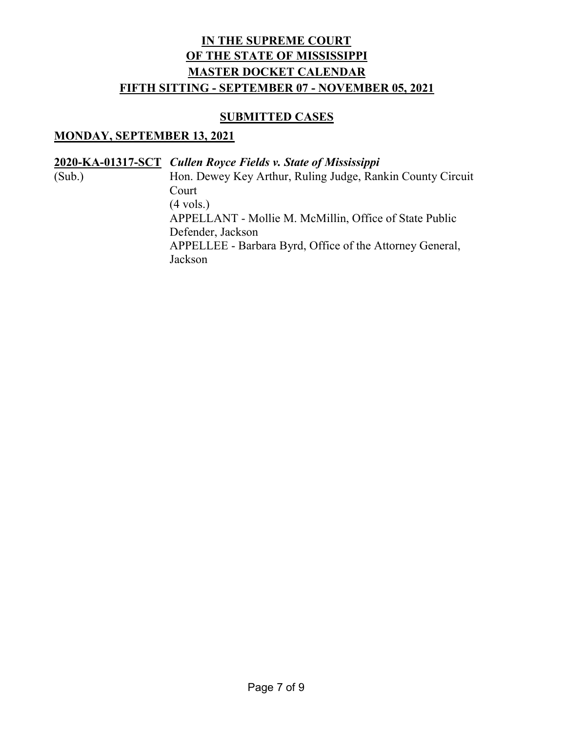# IN THE SUPREME COURT
# OF THE STATE OF MISSISSIPPI
# MASTER DOCKET CALENDAR
# FIFTH SITTING - SEPTEMBER 07 - NOVEMBER 05, 2021

## SUBMITTED CASES

### MONDAY, SEPTEMBER 13, 2021

**2020-KA-01317-SCT** ***Cullen Royce Fields v. State of Mississippi***
(Sub.)
Hon. Dewey Key Arthur, Ruling Judge, Rankin County Circuit Court
(4 vols.)
APPELLANT - Mollie M. McMillin, Office of State Public Defender, Jackson
APPELLEE - Barbara Byrd, Office of the Attorney General, Jackson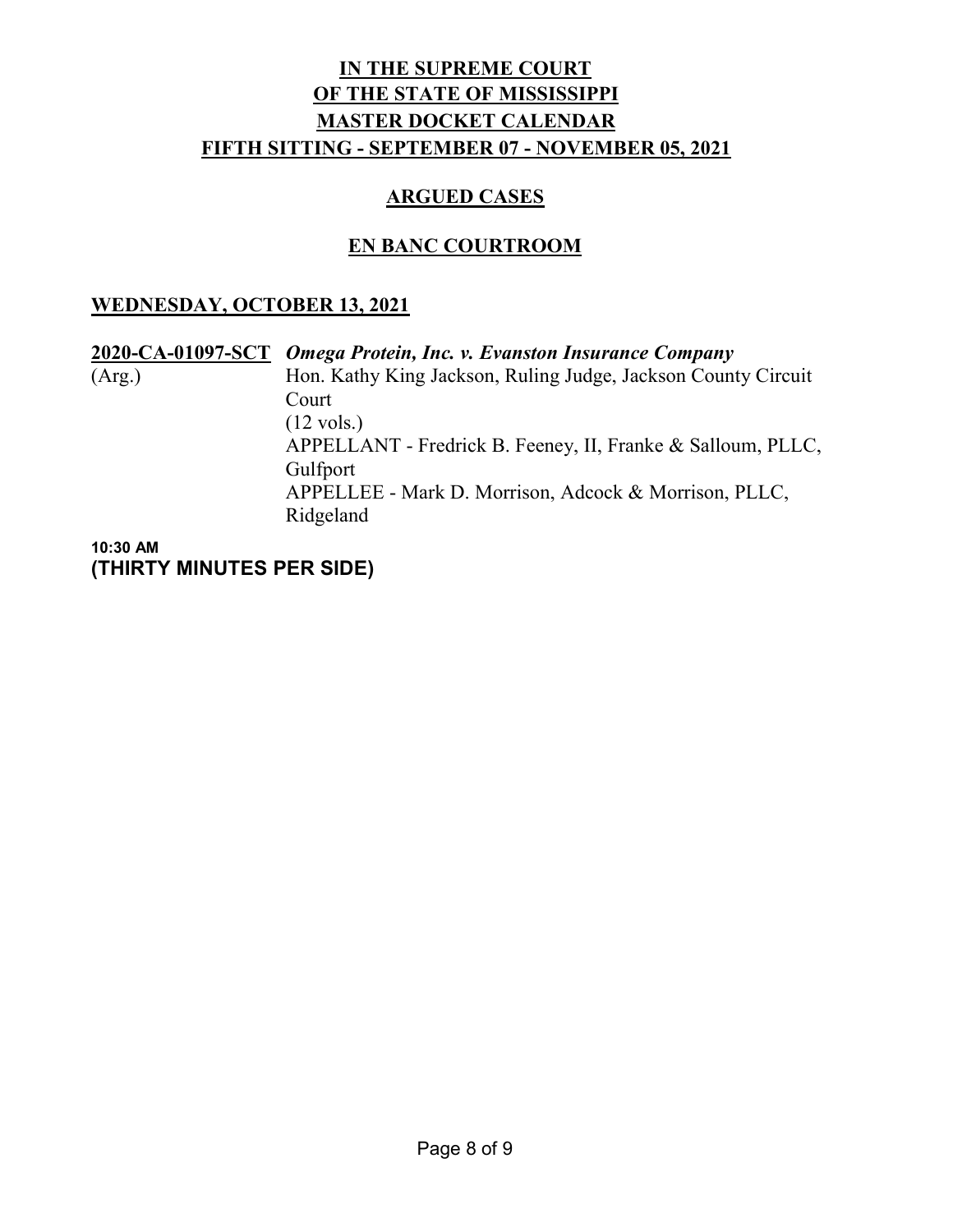# IN THE SUPREME COURT
# OF THE STATE OF MISSISSIPPI
# MASTER DOCKET CALENDAR
# FIFTH SITTING - SEPTEMBER 07 - NOVEMBER 05, 2021

## ARGUED CASES

## EN BANC COURTROOM

### WEDNESDAY, OCTOBER 13, 2021

**2020-CA-01097-SCT** ***Omega Protein, Inc. v. Evanston Insurance Company***

(Arg.)

Hon. Kathy King Jackson, Ruling Judge, Jackson County Circuit Court

(12 vols.)

APPELLANT - Fredrick B. Feeney, II, Franke & Salloum, PLLC, Gulfport

APPELLEE - Mark D. Morrison, Adcock & Morrison, PLLC, Ridgeland

**10:30 AM**

**(THIRTY MINUTES PER SIDE)**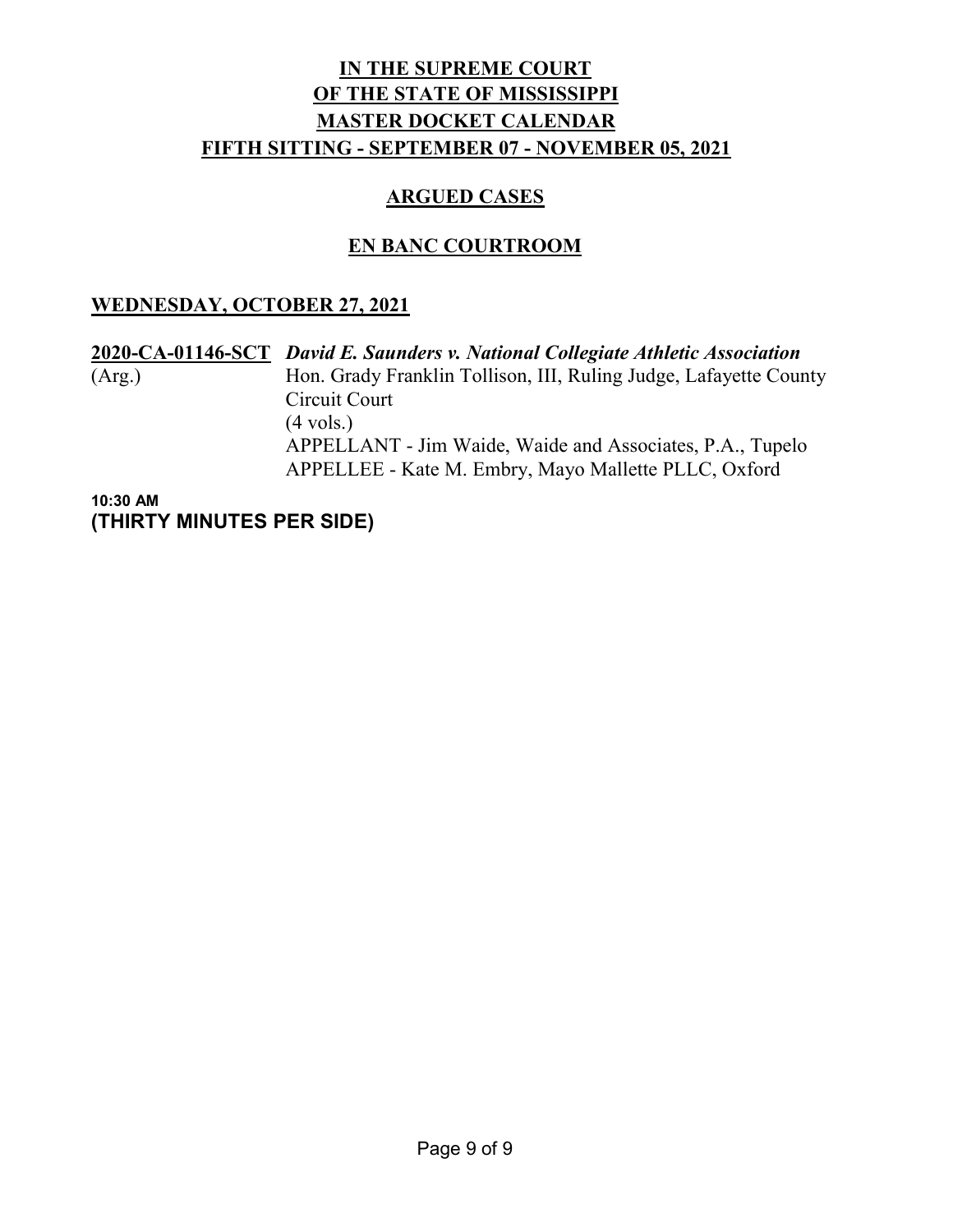**IN THE SUPREME COURT**
**OF THE STATE OF MISSISSIPPI**
**MASTER DOCKET CALENDAR**
**FIFTH SITTING - SEPTEMBER 07 - NOVEMBER 05, 2021**

**ARGUED CASES**

**EN BANC COURTROOM**

**WEDNESDAY, OCTOBER 27, 2021**

**2020-CA-01146-SCT** ***David E. Saunders v. National Collegiate Athletic Association***
(Arg.)
Hon. Grady Franklin Tollison, III, Ruling Judge, Lafayette County Circuit Court
(4 vols.)
APPELLANT - Jim Waide, Waide and Associates, P.A., Tupelo
APPELLEE - Kate M. Embry, Mayo Mallette PLLC, Oxford

**10:30 AM**
**(THIRTY MINUTES PER SIDE)**